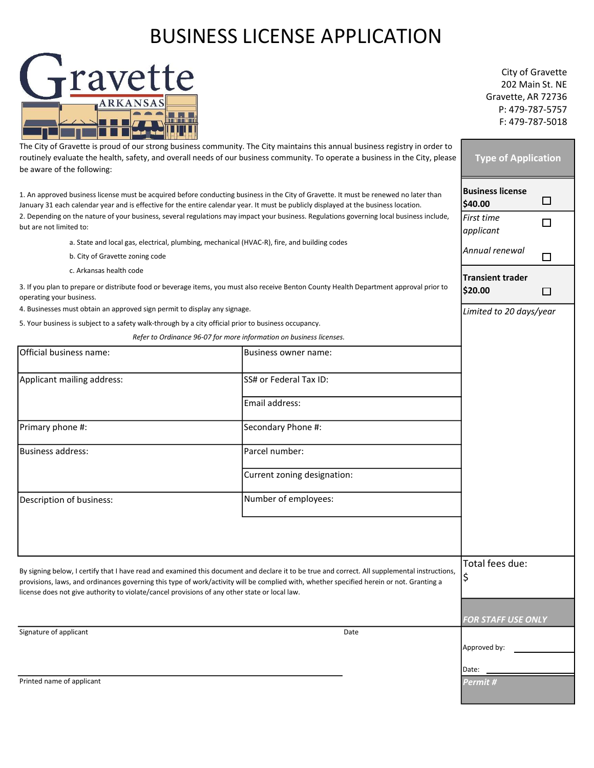# BUSINESS LICENSE APPLICATION

Gravette
ARKANSAS

City of Gravette
202 Main St. NE
Gravette, AR 72736
P: 479-787-5757
F: 479-787-5018

The City of Gravette is proud of our strong business community. The City maintains this annual business registry in order to routinely evaluate the health, safety, and overall needs of our business community. To operate a business in the City, please be aware of the following:

1. An approved business license must be acquired before conducting business in the City of Gravette. It must be renewed no later than January 31 each calendar year and is effective for the entire calendar year. It must be publicly displayed at the business location.
2. Depending on the nature of your business, several regulations may impact your business. Regulations governing local business include, but are not limited to:
   - a. State and local gas, electrical, plumbing, mechanical (HVAC-R), fire, and building codes
   - b. City of Gravette zoning code
   - c. Arkansas health code
3. If you plan to prepare or distribute food or beverage items, you must also receive Benton County Health Department approval prior to operating your business.
4. Businesses must obtain an approved sign permit to display any signage.
5. Your business is subject to a safety walk-through by a city official prior to business occupancy.

*Refer to Ordinance 96-07 for more information on business licenses.*

| | |
|---|---|
| Official business name: | Business owner name: |
| Applicant mailing address: | SS# or Federal Tax ID: |
| | Email address: |
| Primary phone #: | Secondary Phone #: |
| Business address: | Parcel number: |
| | Current zoning designation: |
| Description of business: | Number of employees: |

## Type of Application

| | |
|---|---|
| **Business license $40.00** | ☐ |
| *First time applicant* | ☐ |
| *Annual renewal* | ☐ |
| **Transient trader $20.00** | ☐ |
| *Limited to 20 days/year* | |

Total fees due:
$

By signing below, I certify that I have read and examined this document and declare it to be true and correct. All supplemental instructions, provisions, laws, and ordinances governing this type of work/activity will be complied with, whether specified herein or not. Granting a license does not give authority to violate/cancel provisions of any other state or local law.

Signature of applicant ______________________ Date __________

Printed name of applicant ______________________

***FOR STAFF USE ONLY***

Approved by: __________

Date: __________

***Permit #***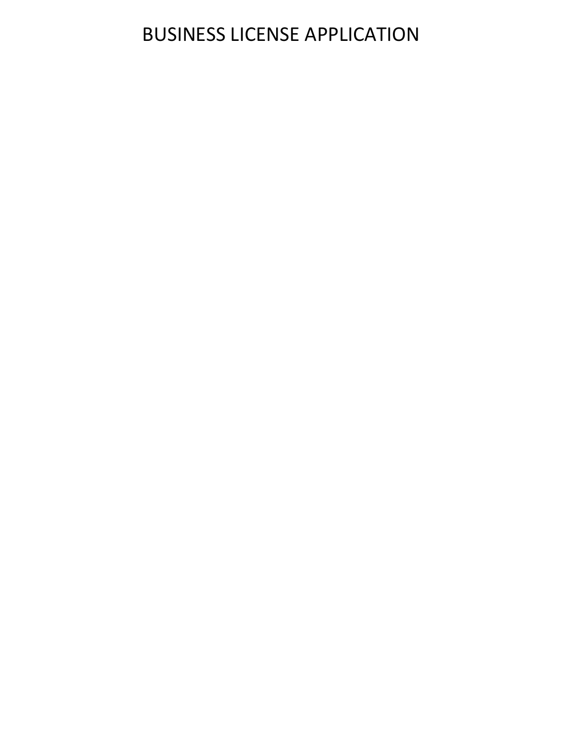# BUSINESS LICENSE APPLICATION